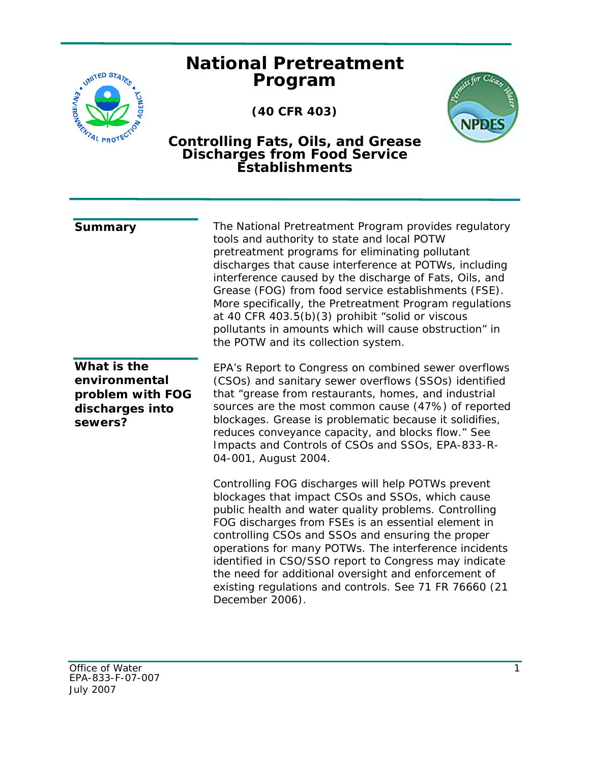# National Pretreatment Program

**(40 CFR 403)**

## Controlling Fats, Oils, and Grease Discharges from Food Service Establishments

### Summary

The National Pretreatment Program provides regulatory tools and authority to state and local POTW pretreatment programs for eliminating pollutant discharges that cause interference at POTWs, including interference caused by the discharge of Fats, Oils, and Grease (FOG) from food service establishments (FSE). More specifically, the Pretreatment Program regulations at 40 CFR 403.5(b)(3) prohibit "solid or viscous pollutants in amounts which will cause obstruction" in the POTW and its collection system.

### What is the environmental problem with FOG discharges into sewers?

EPA's Report to Congress on combined sewer overflows (CSOs) and sanitary sewer overflows (SSOs) identified that "grease from restaurants, homes, and industrial sources are the most common cause (47%) of reported blockages. Grease is problematic because it solidifies, reduces conveyance capacity, and blocks flow." See Impacts and Controls of CSOs and SSOs, EPA-833-R-04-001, August 2004.

Controlling FOG discharges will help POTWs prevent blockages that impact CSOs and SSOs, which cause public health and water quality problems. Controlling FOG discharges from FSEs is an essential element in controlling CSOs and SSOs and ensuring the proper operations for many POTWs. The interference incidents identified in CSO/SSO report to Congress may indicate the need for additional oversight and enforcement of existing regulations and controls. See 71 FR 76660 (21 December 2006).

Office of Water
EPA-833-F-07-007
July 2007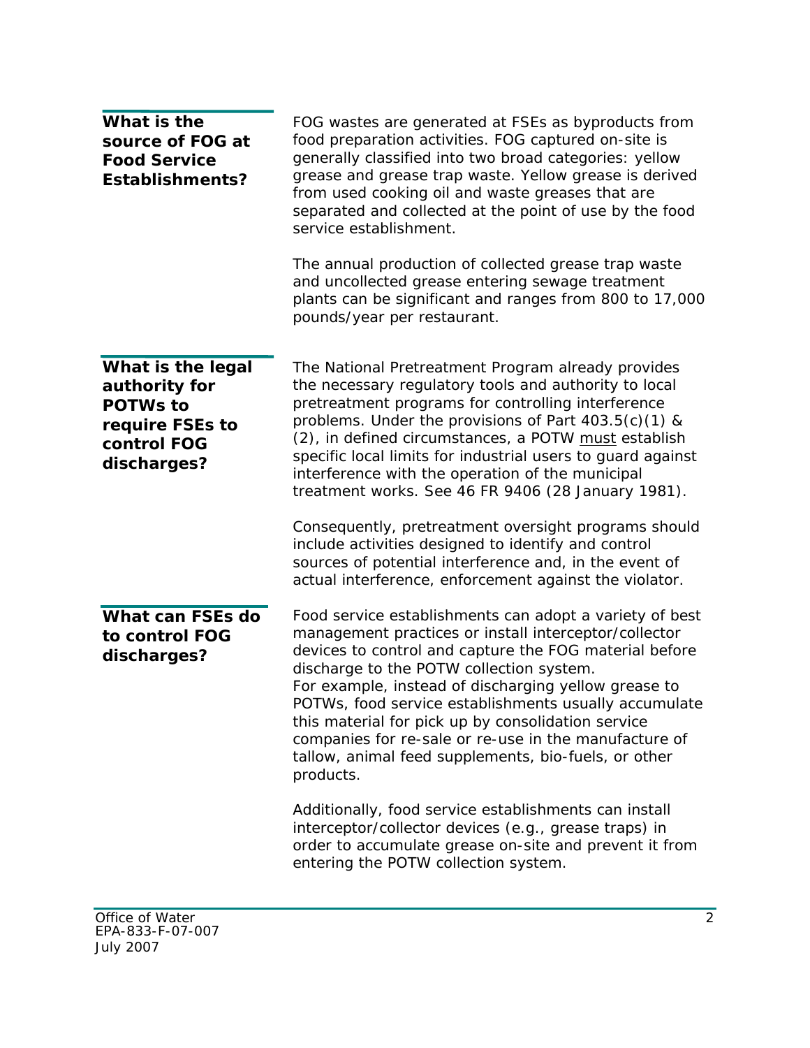### What is the source of FOG at Food Service Establishments?

FOG wastes are generated at FSEs as byproducts from food preparation activities. FOG captured on-site is generally classified into two broad categories: yellow grease and grease trap waste. Yellow grease is derived from used cooking oil and waste greases that are separated and collected at the point of use by the food service establishment.

The annual production of collected grease trap waste and uncollected grease entering sewage treatment plants can be significant and ranges from 800 to 17,000 pounds/year per restaurant.

### What is the legal authority for POTWs to require FSEs to control FOG discharges?

The National Pretreatment Program already provides the necessary regulatory tools and authority to local pretreatment programs for controlling interference problems. Under the provisions of Part 403.5(c)(1) & (2), in defined circumstances, a POTW <u>must</u> establish specific local limits for industrial users to guard against interference with the operation of the municipal treatment works. See 46 FR 9406 (28 January 1981).

Consequently, pretreatment oversight programs should include activities designed to identify and control sources of potential interference and, in the event of actual interference, enforcement against the violator.

### What can FSEs do to control FOG discharges?

Food service establishments can adopt a variety of best management practices or install interceptor/collector devices to control and capture the FOG material before discharge to the POTW collection system.
For example, instead of discharging yellow grease to POTWs, food service establishments usually accumulate this material for pick up by consolidation service companies for re-sale or re-use in the manufacture of tallow, animal feed supplements, bio-fuels, or other products.

Additionally, food service establishments can install interceptor/collector devices (e.g., grease traps) in order to accumulate grease on-site and prevent it from entering the POTW collection system.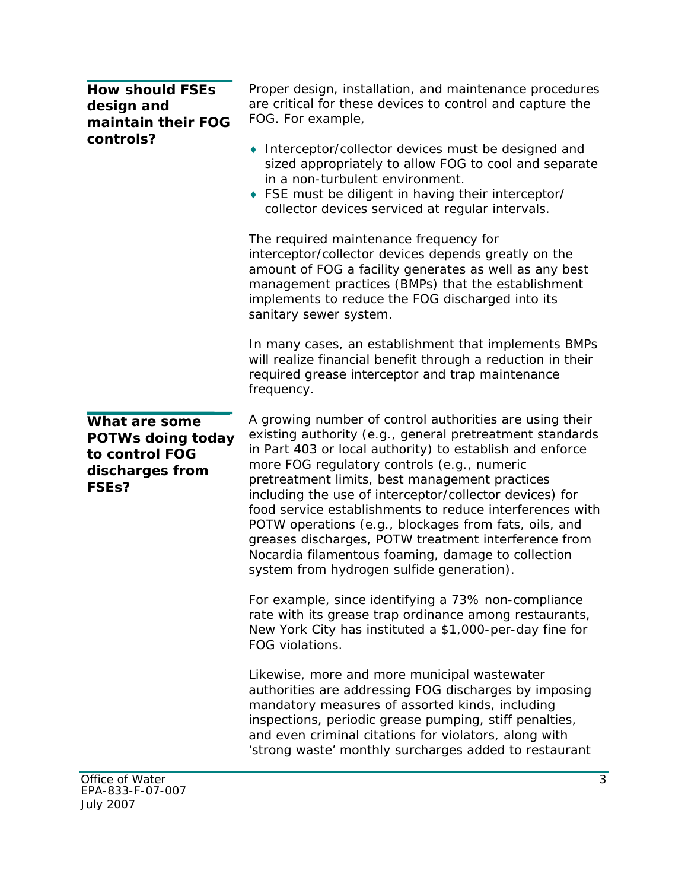## How should FSEs design and maintain their FOG controls?

Proper design, installation, and maintenance procedures are critical for these devices to control and capture the FOG. For example,

- Interceptor/collector devices must be designed and sized appropriately to allow FOG to cool and separate in a non-turbulent environment.
- FSE must be diligent in having their interceptor/collector devices serviced at regular intervals.

The required maintenance frequency for interceptor/collector devices depends greatly on the amount of FOG a facility generates as well as any best management practices (BMPs) that the establishment implements to reduce the FOG discharged into its sanitary sewer system.

In many cases, an establishment that implements BMPs will realize financial benefit through a reduction in their required grease interceptor and trap maintenance frequency.

## What are some POTWs doing today to control FOG discharges from FSEs?

A growing number of control authorities are using their existing authority (e.g., general pretreatment standards in Part 403 or local authority) to establish and enforce more FOG regulatory controls (e.g., numeric pretreatment limits, best management practices including the use of interceptor/collector devices) for food service establishments to reduce interferences with POTW operations (e.g., blockages from fats, oils, and greases discharges, POTW treatment interference from Nocardia filamentous foaming, damage to collection system from hydrogen sulfide generation).

For example, since identifying a 73% non-compliance rate with its grease trap ordinance among restaurants, New York City has instituted a $1,000-per-day fine for FOG violations.

Likewise, more and more municipal wastewater authorities are addressing FOG discharges by imposing mandatory measures of assorted kinds, including inspections, periodic grease pumping, stiff penalties, and even criminal citations for violators, along with 'strong waste' monthly surcharges added to restaurant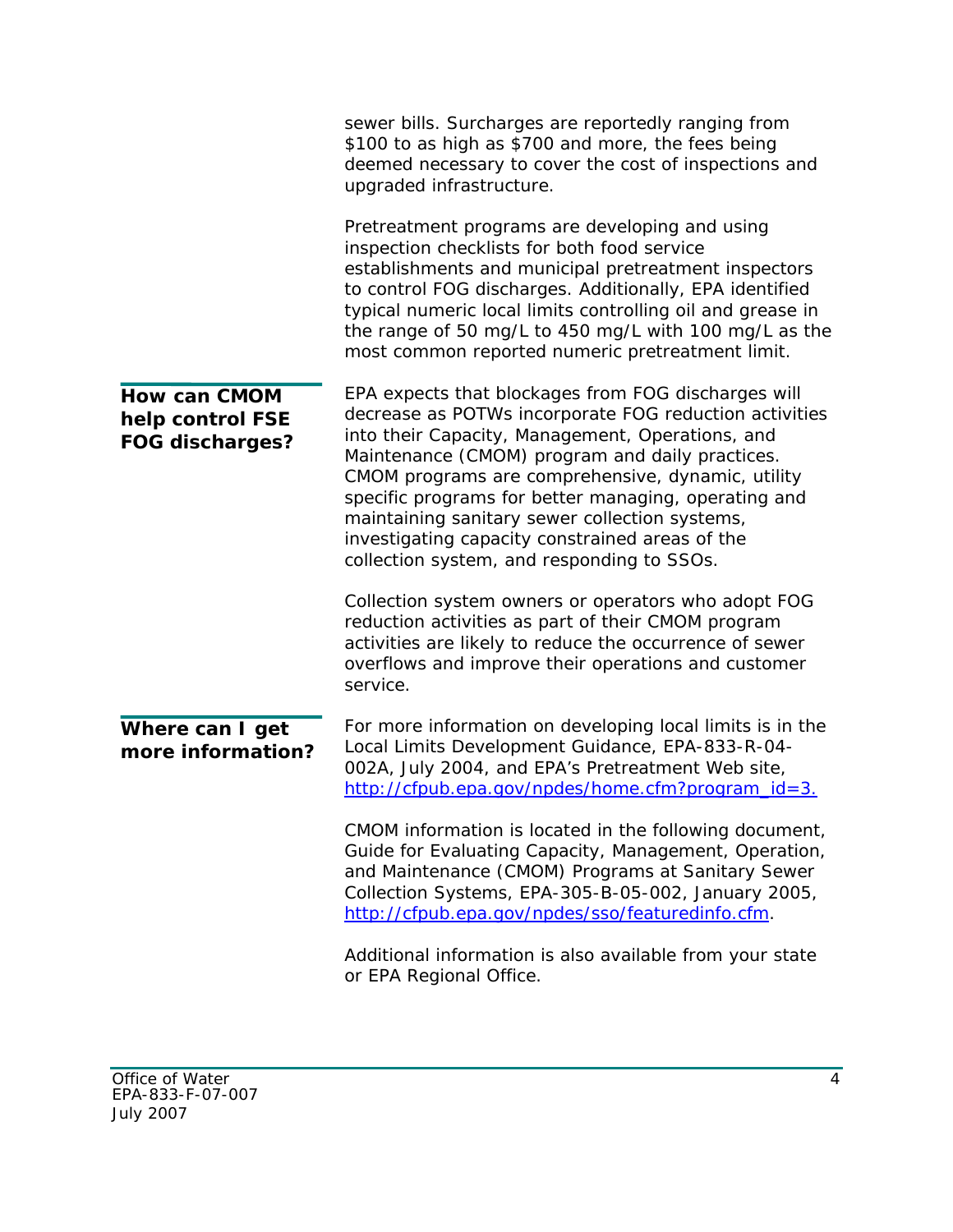sewer bills. Surcharges are reportedly ranging from $100 to as high as $700 and more, the fees being deemed necessary to cover the cost of inspections and upgraded infrastructure.

Pretreatment programs are developing and using inspection checklists for both food service establishments and municipal pretreatment inspectors to control FOG discharges. Additionally, EPA identified typical numeric local limits controlling oil and grease in the range of 50 mg/L to 450 mg/L with 100 mg/L as the most common reported numeric pretreatment limit.

## How can CMOM help control FSE FOG discharges?

EPA expects that blockages from FOG discharges will decrease as POTWs incorporate FOG reduction activities into their Capacity, Management, Operations, and Maintenance (CMOM) program and daily practices. CMOM programs are comprehensive, dynamic, utility specific programs for better managing, operating and maintaining sanitary sewer collection systems, investigating capacity constrained areas of the collection system, and responding to SSOs.

Collection system owners or operators who adopt FOG reduction activities as part of their CMOM program activities are likely to reduce the occurrence of sewer overflows and improve their operations and customer service.

## Where can I get more information?

For more information on developing local limits is in the Local Limits Development Guidance, EPA-833-R-04-002A, July 2004, and EPA's Pretreatment Web site, http://cfpub.epa.gov/npdes/home.cfm?program_id=3.

CMOM information is located in the following document, Guide for Evaluating Capacity, Management, Operation, and Maintenance (CMOM) Programs at Sanitary Sewer Collection Systems, EPA-305-B-05-002, January 2005, http://cfpub.epa.gov/npdes/sso/featuredinfo.cfm.

Additional information is also available from your state or EPA Regional Office.

Office of Water
EPA-833-F-07-007
July 2007